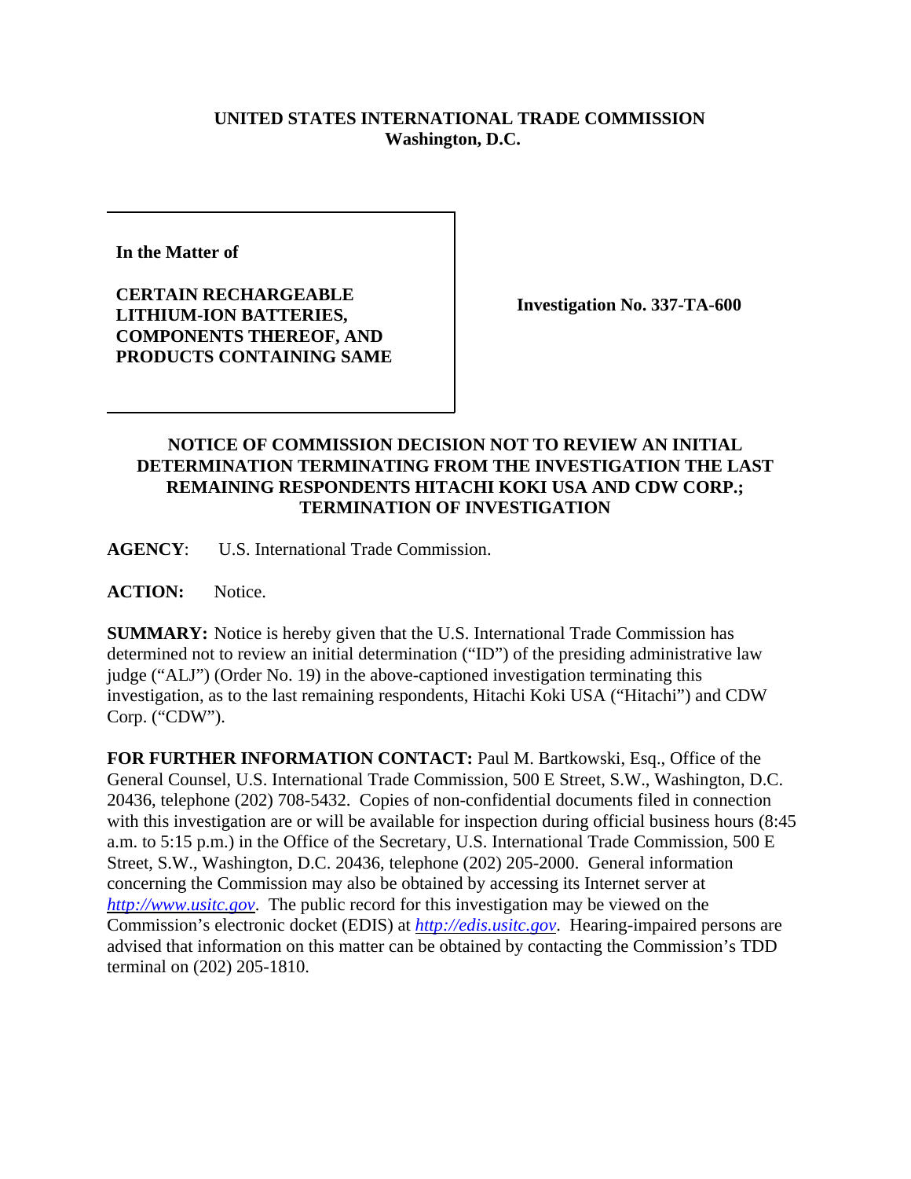**UNITED STATES INTERNATIONAL TRADE COMMISSION**
**Washington, D.C.**

| | |
|---|---|
| **In the Matter of**<br><br>**CERTAIN RECHARGEABLE LITHIUM-ION BATTERIES, COMPONENTS THEREOF, AND PRODUCTS CONTAINING SAME** | **Investigation No. 337-TA-600** |

**NOTICE OF COMMISSION DECISION NOT TO REVIEW AN INITIAL DETERMINATION TERMINATING FROM THE INVESTIGATION THE LAST REMAINING RESPONDENTS HITACHI KOKI USA AND CDW CORP.; TERMINATION OF INVESTIGATION**

**AGENCY**: U.S. International Trade Commission.

**ACTION:** Notice.

**SUMMARY:** Notice is hereby given that the U.S. International Trade Commission has determined not to review an initial determination ("ID") of the presiding administrative law judge ("ALJ") (Order No. 19) in the above-captioned investigation terminating this investigation, as to the last remaining respondents, Hitachi Koki USA ("Hitachi") and CDW Corp. ("CDW").

**FOR FURTHER INFORMATION CONTACT:** Paul M. Bartkowski, Esq., Office of the General Counsel, U.S. International Trade Commission, 500 E Street, S.W., Washington, D.C. 20436, telephone (202) 708-5432. Copies of non-confidential documents filed in connection with this investigation are or will be available for inspection during official business hours (8:45 a.m. to 5:15 p.m.) in the Office of the Secretary, U.S. International Trade Commission, 500 E Street, S.W., Washington, D.C. 20436, telephone (202) 205-2000. General information concerning the Commission may also be obtained by accessing its Internet server at *http://www.usitc.gov*. The public record for this investigation may be viewed on the Commission's electronic docket (EDIS) at *http://edis.usitc.gov*. Hearing-impaired persons are advised that information on this matter can be obtained by contacting the Commission's TDD terminal on (202) 205-1810.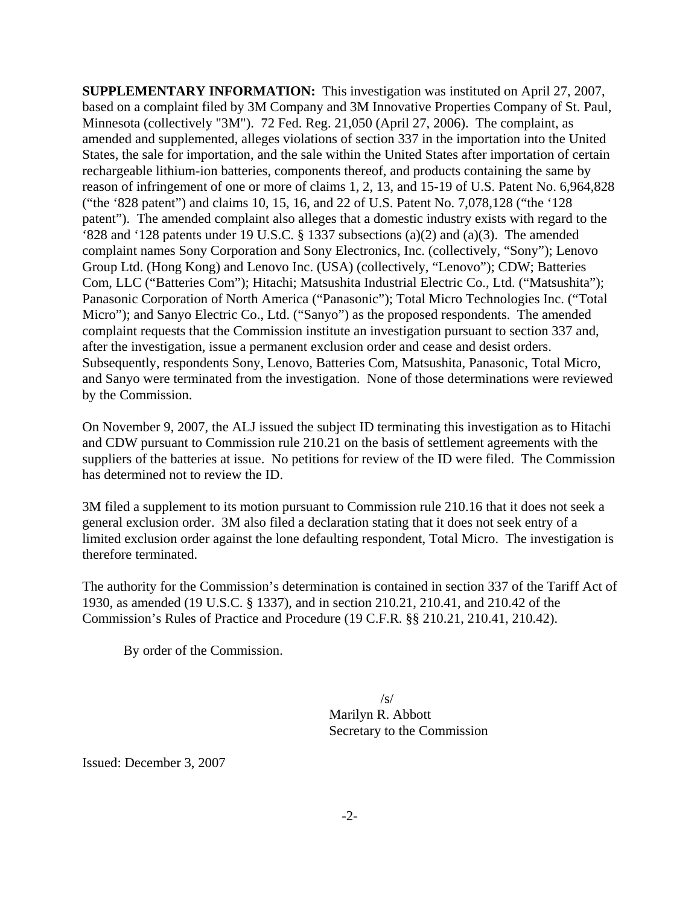**SUPPLEMENTARY INFORMATION:** This investigation was instituted on April 27, 2007, based on a complaint filed by 3M Company and 3M Innovative Properties Company of St. Paul, Minnesota (collectively "3M"). 72 Fed. Reg. 21,050 (April 27, 2006). The complaint, as amended and supplemented, alleges violations of section 337 in the importation into the United States, the sale for importation, and the sale within the United States after importation of certain rechargeable lithium-ion batteries, components thereof, and products containing the same by reason of infringement of one or more of claims 1, 2, 13, and 15-19 of U.S. Patent No. 6,964,828 ("the '828 patent") and claims 10, 15, 16, and 22 of U.S. Patent No. 7,078,128 ("the '128 patent"). The amended complaint also alleges that a domestic industry exists with regard to the '828 and '128 patents under 19 U.S.C. § 1337 subsections (a)(2) and (a)(3). The amended complaint names Sony Corporation and Sony Electronics, Inc. (collectively, "Sony"); Lenovo Group Ltd. (Hong Kong) and Lenovo Inc. (USA) (collectively, "Lenovo"); CDW; Batteries Com, LLC ("Batteries Com"); Hitachi; Matsushita Industrial Electric Co., Ltd. ("Matsushita"); Panasonic Corporation of North America ("Panasonic"); Total Micro Technologies Inc. ("Total Micro"); and Sanyo Electric Co., Ltd. ("Sanyo") as the proposed respondents. The amended complaint requests that the Commission institute an investigation pursuant to section 337 and, after the investigation, issue a permanent exclusion order and cease and desist orders. Subsequently, respondents Sony, Lenovo, Batteries Com, Matsushita, Panasonic, Total Micro, and Sanyo were terminated from the investigation. None of those determinations were reviewed by the Commission.

On November 9, 2007, the ALJ issued the subject ID terminating this investigation as to Hitachi and CDW pursuant to Commission rule 210.21 on the basis of settlement agreements with the suppliers of the batteries at issue. No petitions for review of the ID were filed. The Commission has determined not to review the ID.

3M filed a supplement to its motion pursuant to Commission rule 210.16 that it does not seek a general exclusion order. 3M also filed a declaration stating that it does not seek entry of a limited exclusion order against the lone defaulting respondent, Total Micro. The investigation is therefore terminated.

The authority for the Commission's determination is contained in section 337 of the Tariff Act of 1930, as amended (19 U.S.C. § 1337), and in section 210.21, 210.41, and 210.42 of the Commission's Rules of Practice and Procedure (19 C.F.R. §§ 210.21, 210.41, 210.42).

By order of the Commission.

/s/
Marilyn R. Abbott
Secretary to the Commission

Issued: December 3, 2007